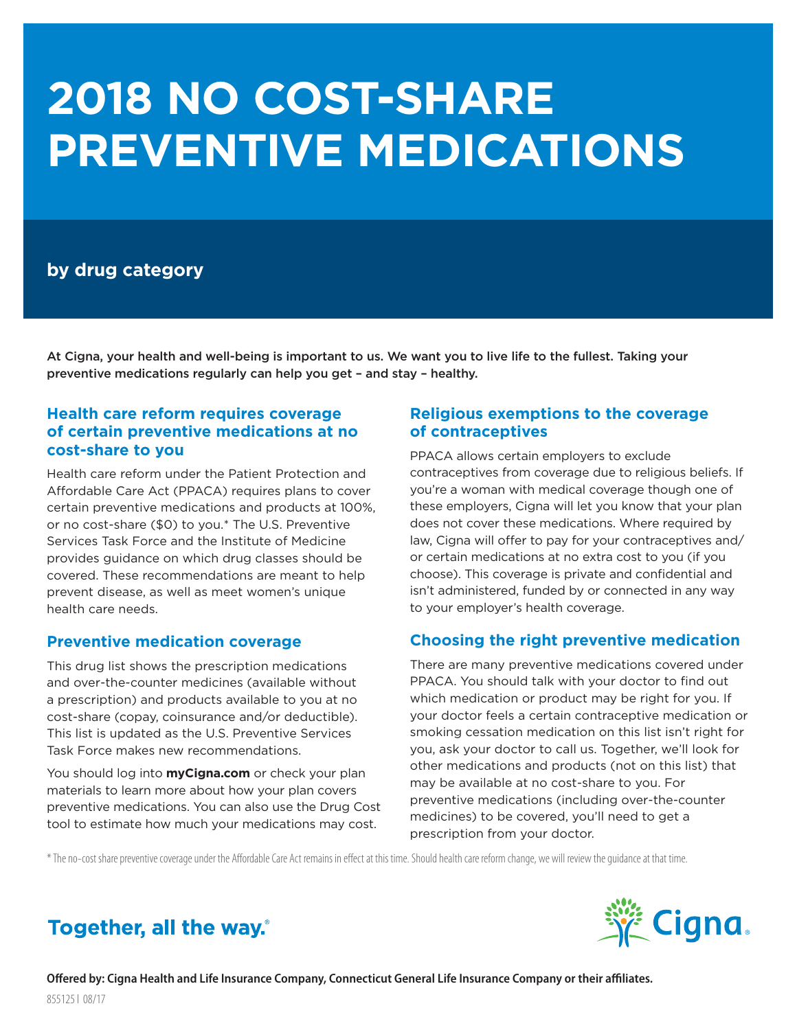# 2018 NO COST-SHARE PREVENTIVE MEDICATIONS

## by drug category

**At Cigna, your health and well-being is important to us. We want you to live life to the fullest. Taking your preventive medications regularly can help you get – and stay – healthy.**

### Health care reform requires coverage of certain preventive medications at no cost-share to you

Health care reform under the Patient Protection and Affordable Care Act (PPACA) requires plans to cover certain preventive medications and products at 100%, or no cost-share ($0) to you.* The U.S. Preventive Services Task Force and the Institute of Medicine provides guidance on which drug classes should be covered. These recommendations are meant to help prevent disease, as well as meet women's unique health care needs.

### Preventive medication coverage

This drug list shows the prescription medications and over-the-counter medicines (available without a prescription) and products available to you at no cost-share (copay, coinsurance and/or deductible). This list is updated as the U.S. Preventive Services Task Force makes new recommendations.

You should log into **myCigna.com** or check your plan materials to learn more about how your plan covers preventive medications. You can also use the Drug Cost tool to estimate how much your medications may cost.

### Religious exemptions to the coverage of contraceptives

PPACA allows certain employers to exclude contraceptives from coverage due to religious beliefs. If you're a woman with medical coverage though one of these employers, Cigna will let you know that your plan does not cover these medications. Where required by law, Cigna will offer to pay for your contraceptives and/or certain medications at no extra cost to you (if you choose). This coverage is private and confidential and isn't administered, funded by or connected in any way to your employer's health coverage.

### Choosing the right preventive medication

There are many preventive medications covered under PPACA. You should talk with your doctor to find out which medication or product may be right for you. If your doctor feels a certain contraceptive medication or smoking cessation medication on this list isn't right for you, ask your doctor to call us. Together, we'll look for other medications and products (not on this list) that may be available at no cost-share to you. For preventive medications (including over-the-counter medicines) to be covered, you'll need to get a prescription from your doctor.

* The no-cost share preventive coverage under the Affordable Care Act remains in effect at this time. Should health care reform change, we will review the guidance at that time.

**Together, all the way.**®

Cigna.

**Offered by: Cigna Health and Life Insurance Company, Connecticut General Life Insurance Company or their affiliates.**

855125 | 08/17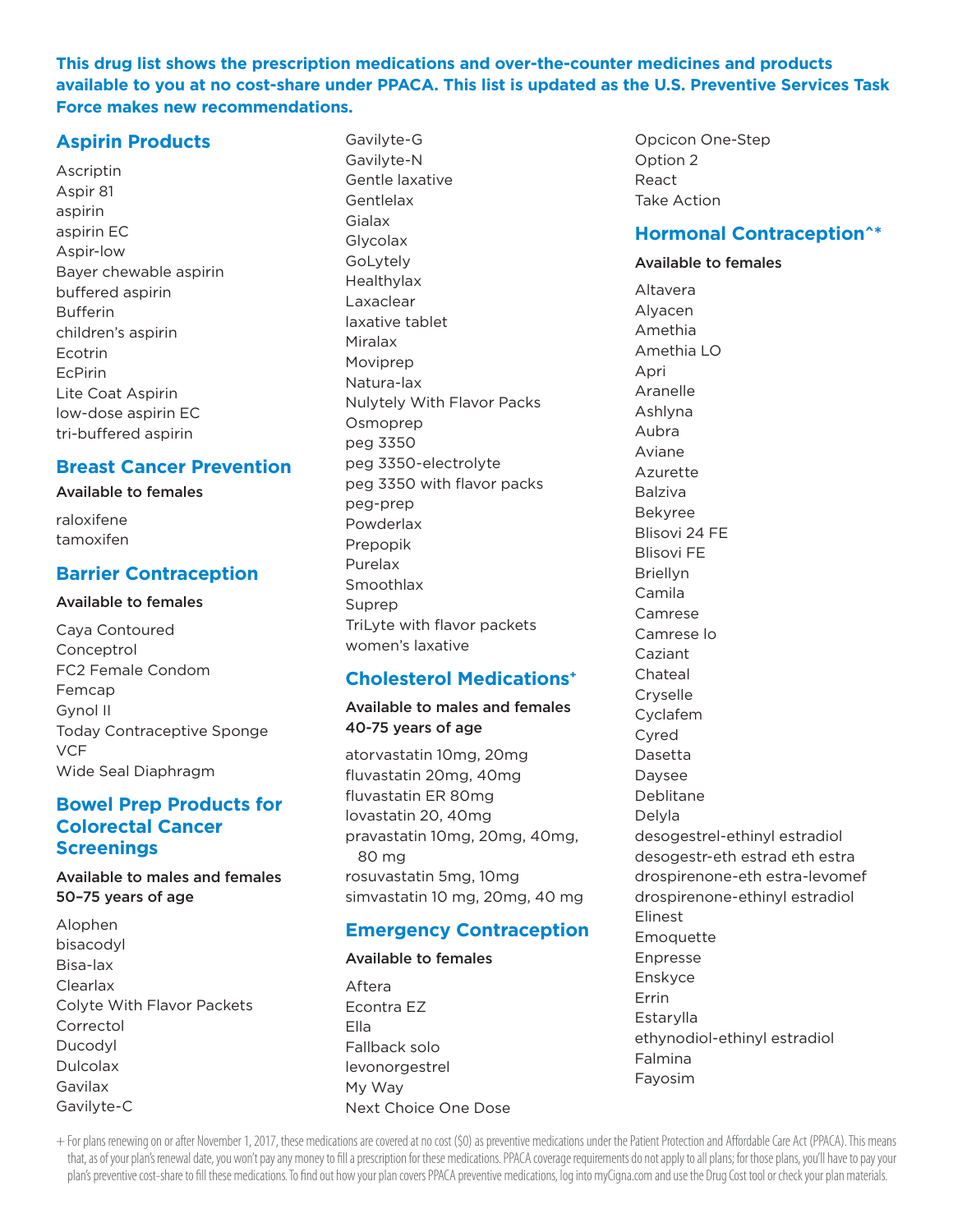**This drug list shows the prescription medications and over-the-counter medicines and products available to you at no cost-share under PPACA. This list is updated as the U.S. Preventive Services Task Force makes new recommendations.**

## Aspirin Products

Ascriptin
Aspir 81
aspirin
aspirin EC
Aspir-low
Bayer chewable aspirin
buffered aspirin
Bufferin
children's aspirin
Ecotrin
EcPirin
Lite Coat Aspirin
low-dose aspirin EC
tri-buffered aspirin

## Breast Cancer Prevention

**Available to females**

raloxifene
tamoxifen

## Barrier Contraception

**Available to females**

Caya Contoured
Conceptrol
FC2 Female Condom
Femcap
Gynol II
Today Contraceptive Sponge
VCF
Wide Seal Diaphragm

## Bowel Prep Products for Colorectal Cancer Screenings

**Available to males and females 50–75 years of age**

Alophen
bisacodyl
Bisa-lax
Clearlax
Colyte With Flavor Packets
Correctol
Ducodyl
Dulcolax
Gavilax
Gavilyte-C
Gavilyte-G
Gavilyte-N
Gentle laxative
Gentlelax
Gialax
Glycolax
GoLytely
Healthylax
Laxaclear
laxative tablet
Miralax
Moviprep
Natura-lax
Nulytely With Flavor Packs
Osmoprep
peg 3350
peg 3350-electrolyte
peg 3350 with flavor packs
peg-prep
Powderlax
Prepopik
Purelax
Smoothlax
Suprep
TriLyte with flavor packets
women's laxative

## Cholesterol Medications+

**Available to males and females 40-75 years of age**

atorvastatin 10mg, 20mg
fluvastatin 20mg, 40mg
fluvastatin ER 80mg
lovastatin 20, 40mg
pravastatin 10mg, 20mg, 40mg, 80 mg
rosuvastatin 5mg, 10mg
simvastatin 10 mg, 20mg, 40 mg

## Emergency Contraception

**Available to females**

Aftera
Econtra EZ
Ella
Fallback solo
levonorgestrel
My Way
Next Choice One Dose
Opcicon One-Step
Option 2
React
Take Action

## Hormonal Contraception^*

**Available to females**

Altavera
Alyacen
Amethia
Amethia LO
Apri
Aranelle
Ashlyna
Aubra
Aviane
Azurette
Balziva
Bekyree
Blisovi 24 FE
Blisovi FE
Briellyn
Camila
Camrese
Camrese lo
Caziant
Chateal
Cryselle
Cyclafem
Cyred
Dasetta
Daysee
Deblitane
Delyla
desogestrel-ethinyl estradiol
desogestr-eth estrad eth estra
drospirenone-eth estra-levomef
drospirenone-ethinyl estradiol
Elinest
Emoquette
Enpresse
Enskyce
Errin
Estarylla
ethynodiol-ethinyl estradiol
Falmina
Fayosim

+ For plans renewing on or after November 1, 2017, these medications are covered at no cost ($0) as preventive medications under the Patient Protection and Affordable Care Act (PPACA). This means that, as of your plan's renewal date, you won't pay any money to fill a prescription for these medications. PPACA coverage requirements do not apply to all plans; for those plans, you'll have to pay your plan's preventive cost-share to fill these medications. To find out how your plan covers PPACA preventive medications, log into myCigna.com and use the Drug Cost tool or check your plan materials.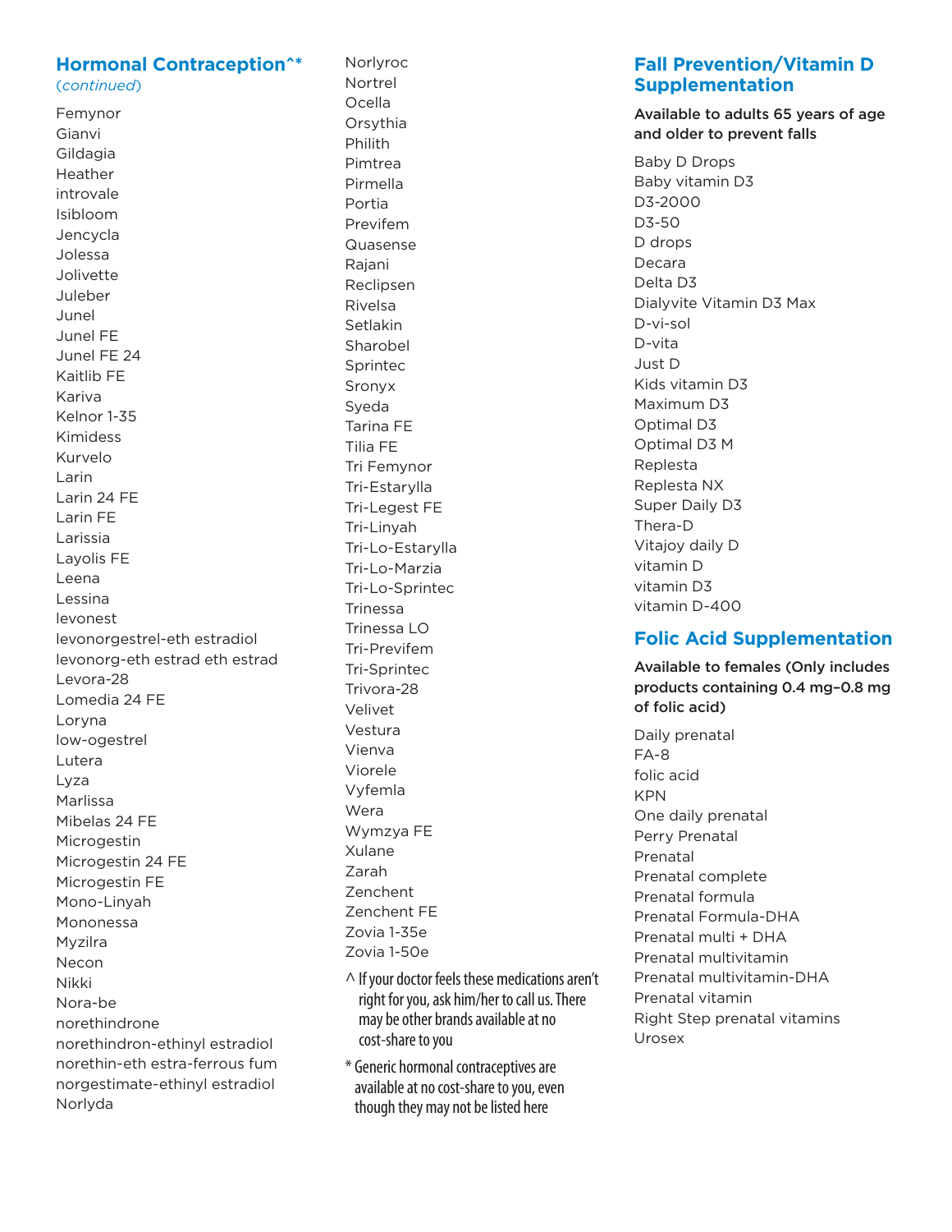## Hormonal Contraception^*

*(continued)*

Femynor
Gianvi
Gildagia
Heather
introvale
Isibloom
Jencycla
Jolessa
Jolivette
Juleber
Junel
Junel FE
Junel FE 24
Kaitlib FE
Kariva
Kelnor 1-35
Kimidess
Kurvelo
Larin
Larin 24 FE
Larin FE
Larissia
Layolis FE
Leena
Lessina
levonest
levonorgestrel-eth estradiol
levonorg-eth estrad eth estrad
Levora-28
Lomedia 24 FE
Loryna
low-ogestrel
Lutera
Lyza
Marlissa
Mibelas 24 FE
Microgestin
Microgestin 24 FE
Microgestin FE
Mono-Linyah
Mononessa
Myzilra
Necon
Nikki
Nora-be
norethindrone
norethindron-ethinyl estradiol
norethin-eth estra-ferrous fum
norgestimate-ethinyl estradiol
Norlyda
Norlyroc
Nortrel
Ocella
Orsythia
Philith
Pimtrea
Pirmella
Portia
Previfem
Quasense
Rajani
Reclipsen
Rivelsa
Setlakin
Sharobel
Sprintec
Sronyx
Syeda
Tarina FE
Tilia FE
Tri Femynor
Tri-Estarylla
Tri-Legest FE
Tri-Linyah
Tri-Lo-Estarylla
Tri-Lo-Marzia
Tri-Lo-Sprintec
Trinessa
Trinessa LO
Tri-Previfem
Tri-Sprintec
Trivora-28
Velivet
Vestura
Vienva
Viorele
Vyfemla
Wera
Wymzya FE
Xulane
Zarah
Zenchent
Zenchent FE
Zovia 1-35e
Zovia 1-50e

^ If your doctor feels these medications aren't right for you, ask him/her to call us. There may be other brands available at no cost-share to you

* Generic hormonal contraceptives are available at no cost-share to you, even though they may not be listed here

## Fall Prevention/Vitamin D Supplementation

**Available to adults 65 years of age and older to prevent falls**

Baby D Drops
Baby vitamin D3
D3-2000
D3-50
D drops
Decara
Delta D3
Dialyvite Vitamin D3 Max
D-vi-sol
D-vita
Just D
Kids vitamin D3
Maximum D3
Optimal D3
Optimal D3 M
Replesta
Replesta NX
Super Daily D3
Thera-D
Vitajoy daily D
vitamin D
vitamin D3
vitamin D-400

## Folic Acid Supplementation

**Available to females (Only includes products containing 0.4 mg–0.8 mg of folic acid)**

Daily prenatal
FA-8
folic acid
KPN
One daily prenatal
Perry Prenatal
Prenatal
Prenatal complete
Prenatal formula
Prenatal Formula-DHA
Prenatal multi + DHA
Prenatal multivitamin
Prenatal multivitamin-DHA
Prenatal vitamin
Right Step prenatal vitamins
Urosex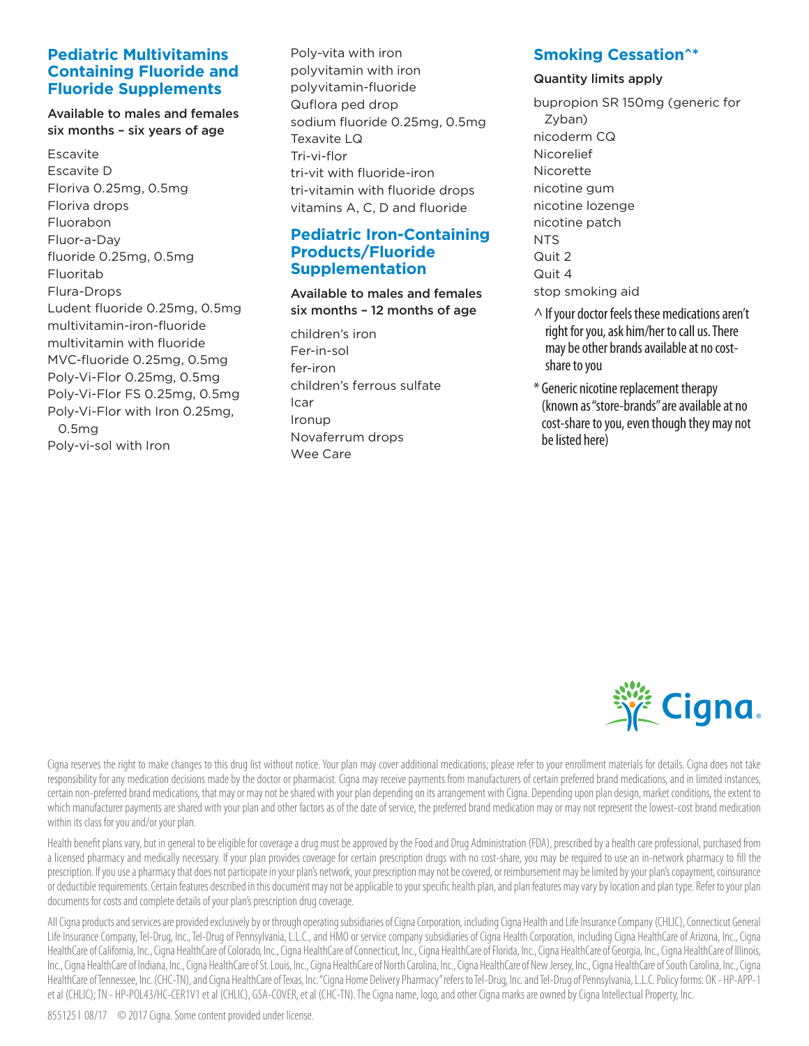## Pediatric Multivitamins Containing Fluoride and Fluoride Supplements

**Available to males and females six months – six years of age**

Escavite
Escavite D
Floriva 0.25mg, 0.5mg
Floriva drops
Fluorabon
Fluor-a-Day
fluoride 0.25mg, 0.5mg
Fluoritab
Flura-Drops
Ludent fluoride 0.25mg, 0.5mg
multivitamin-iron-fluoride
multivitamin with fluoride
MVC-fluoride 0.25mg, 0.5mg
Poly-Vi-Flor 0.25mg, 0.5mg
Poly-Vi-Flor FS 0.25mg, 0.5mg
Poly-Vi-Flor with Iron 0.25mg, 0.5mg
Poly-vi-sol with Iron
Poly-vita with iron
polyvitamin with iron
polyvitamin-fluoride
Quflora ped drop
sodium fluoride 0.25mg, 0.5mg
Texavite LQ
Tri-vi-flor
tri-vit with fluoride-iron
tri-vitamin with fluoride drops
vitamins A, C, D and fluoride

## Pediatric Iron-Containing Products/Fluoride Supplementation

**Available to males and females six months – 12 months of age**

children's iron
Fer-in-sol
fer-iron
children's ferrous sulfate
Icar
Ironup
Novaferrum drops
Wee Care

## Smoking Cessation^*

**Quantity limits apply**

bupropion SR 150mg (generic for Zyban)
nicoderm CQ
Nicorelief
Nicorette
nicotine gum
nicotine lozenge
nicotine patch
NTS
Quit 2
Quit 4
stop smoking aid

^ If your doctor feels these medications aren't right for you, ask him/her to call us. There may be other brands available at no cost-share to you

* Generic nicotine replacement therapy (known as "store-brands" are available at no cost-share to you, even though they may not be listed here)

Cigna

Cigna reserves the right to make changes to this drug list without notice. Your plan may cover additional medications; please refer to your enrollment materials for details. Cigna does not take responsibility for any medication decisions made by the doctor or pharmacist. Cigna may receive payments from manufacturers of certain preferred brand medications, and in limited instances, certain non-preferred brand medications, that may or may not be shared with your plan depending on its arrangement with Cigna. Depending upon plan design, market conditions, the extent to which manufacturer payments are shared with your plan and other factors as of the date of service, the preferred brand medication may or may not represent the lowest-cost brand medication within its class for you and/or your plan.

Health benefit plans vary, but in general to be eligible for coverage a drug must be approved by the Food and Drug Administration (FDA), prescribed by a health care professional, purchased from a licensed pharmacy and medically necessary. If your plan provides coverage for certain prescription drugs with no cost-share, you may be required to use an in-network pharmacy to fill the prescription. If you use a pharmacy that does not participate in your plan's network, your prescription may not be covered, or reimbursement may be limited by your plan's copayment, coinsurance or deductible requirements. Certain features described in this document may not be applicable to your specific health plan, and plan features may vary by location and plan type. Refer to your plan documents for costs and complete details of your plan's prescription drug coverage.

All Cigna products and services are provided exclusively by or through operating subsidiaries of Cigna Corporation, including Cigna Health and Life Insurance Company (CHLIC), Connecticut General Life Insurance Company, Tel-Drug, Inc., Tel-Drug of Pennsylvania, L.L.C., and HMO or service company subsidiaries of Cigna Health Corporation, including Cigna HealthCare of Arizona, Inc., Cigna HealthCare of California, Inc., Cigna HealthCare of Colorado, Inc., Cigna HealthCare of Connecticut, Inc., Cigna HealthCare of Florida, Inc., Cigna HealthCare of Georgia, Inc., Cigna HealthCare of Illinois, Inc., Cigna HealthCare of Indiana, Inc., Cigna HealthCare of St. Louis, Inc., Cigna HealthCare of North Carolina, Inc., Cigna HealthCare of New Jersey, Inc., Cigna HealthCare of South Carolina, Inc., Cigna HealthCare of Tennessee, Inc. (CHC-TN), and Cigna HealthCare of Texas, Inc. "Cigna Home Delivery Pharmacy" refers to Tel-Drug, Inc. and Tel-Drug of Pennsylvania, L.L.C. Policy forms: OK - HP-APP-1 et al (CHLIC); TN - HP-POL43/HC-CER1V1 et al (CHLIC), GSA-COVER, et al (CHC-TN). The Cigna name, logo, and other Cigna marks are owned by Cigna Intellectual Property, Inc.

855125 | 08/17 © 2017 Cigna. Some content provided under license.